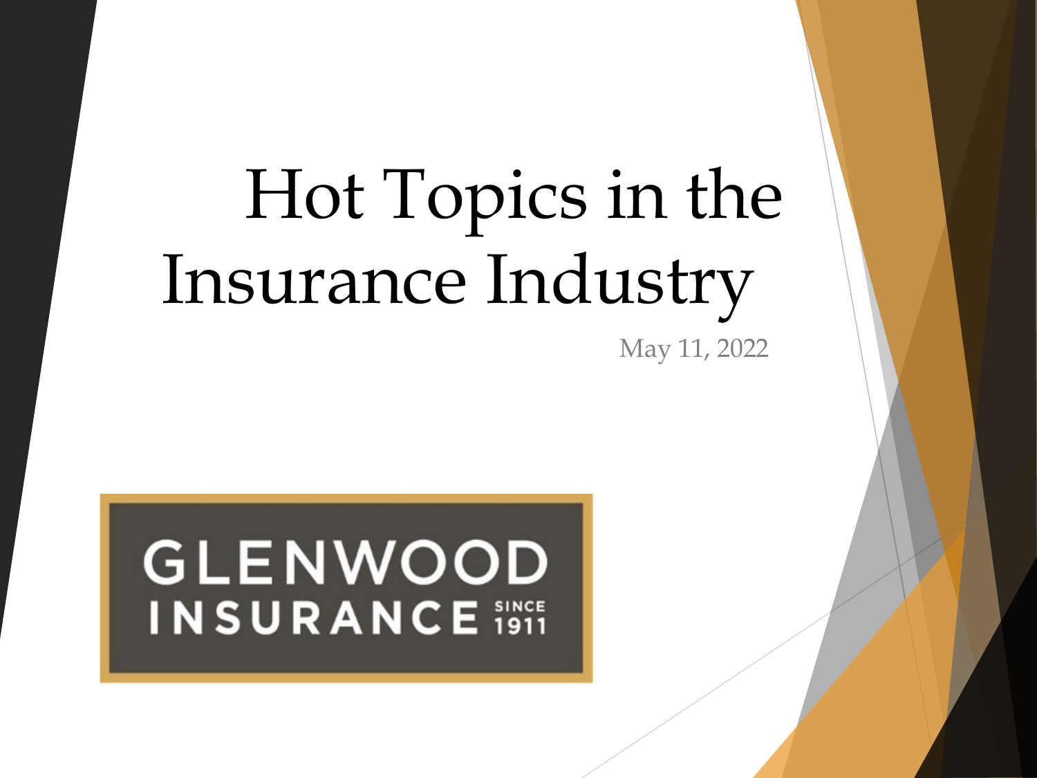# Hot Topics in the Insurance Industry

May 11, 2022

GLENWOOD INSURANCE SINCE 1911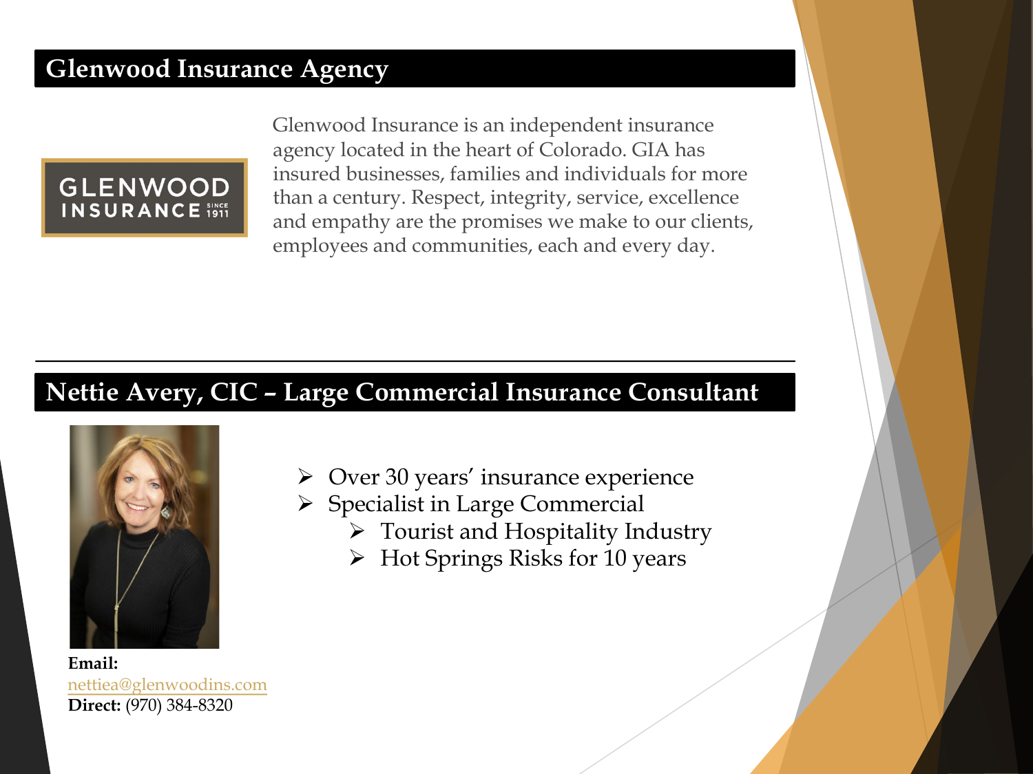## Glenwood Insurance Agency

GLENWOOD INSURANCE SINCE 1911

Glenwood Insurance is an independent insurance agency located in the heart of Colorado. GIA has insured businesses, families and individuals for more than a century. Respect, integrity, service, excellence and empathy are the promises we make to our clients, employees and communities, each and every day.

---

## Nettie Avery, CIC – Large Commercial Insurance Consultant

- Over 30 years' insurance experience
- Specialist in Large Commercial
  - Tourist and Hospitality Industry
  - Hot Springs Risks for 10 years

**Email:** nettiea@glenwoodins.com
**Direct:** (970) 384-8320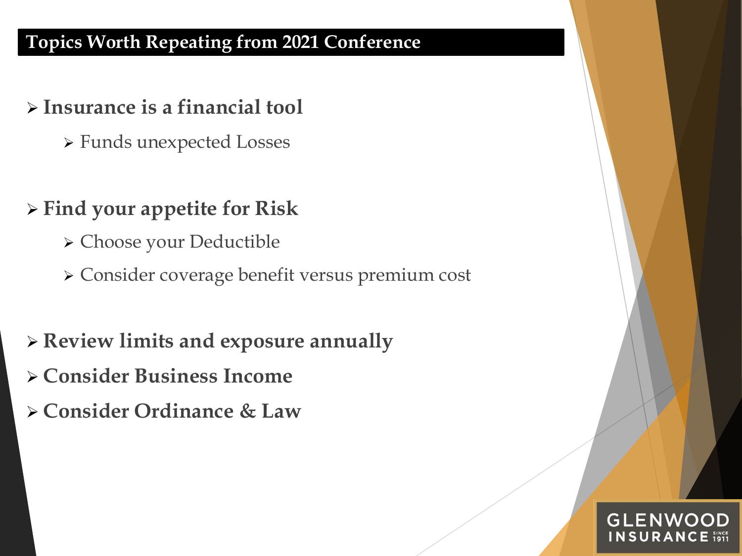# Topics Worth Repeating from 2021 Conference

- **Insurance is a financial tool**
  - Funds unexpected Losses

- **Find your appetite for Risk**
  - Choose your Deductible
  - Consider coverage benefit versus premium cost

- **Review limits and exposure annually**
- **Consider Business Income**
- **Consider Ordinance & Law**

GLENWOOD INSURANCE SINCE 1911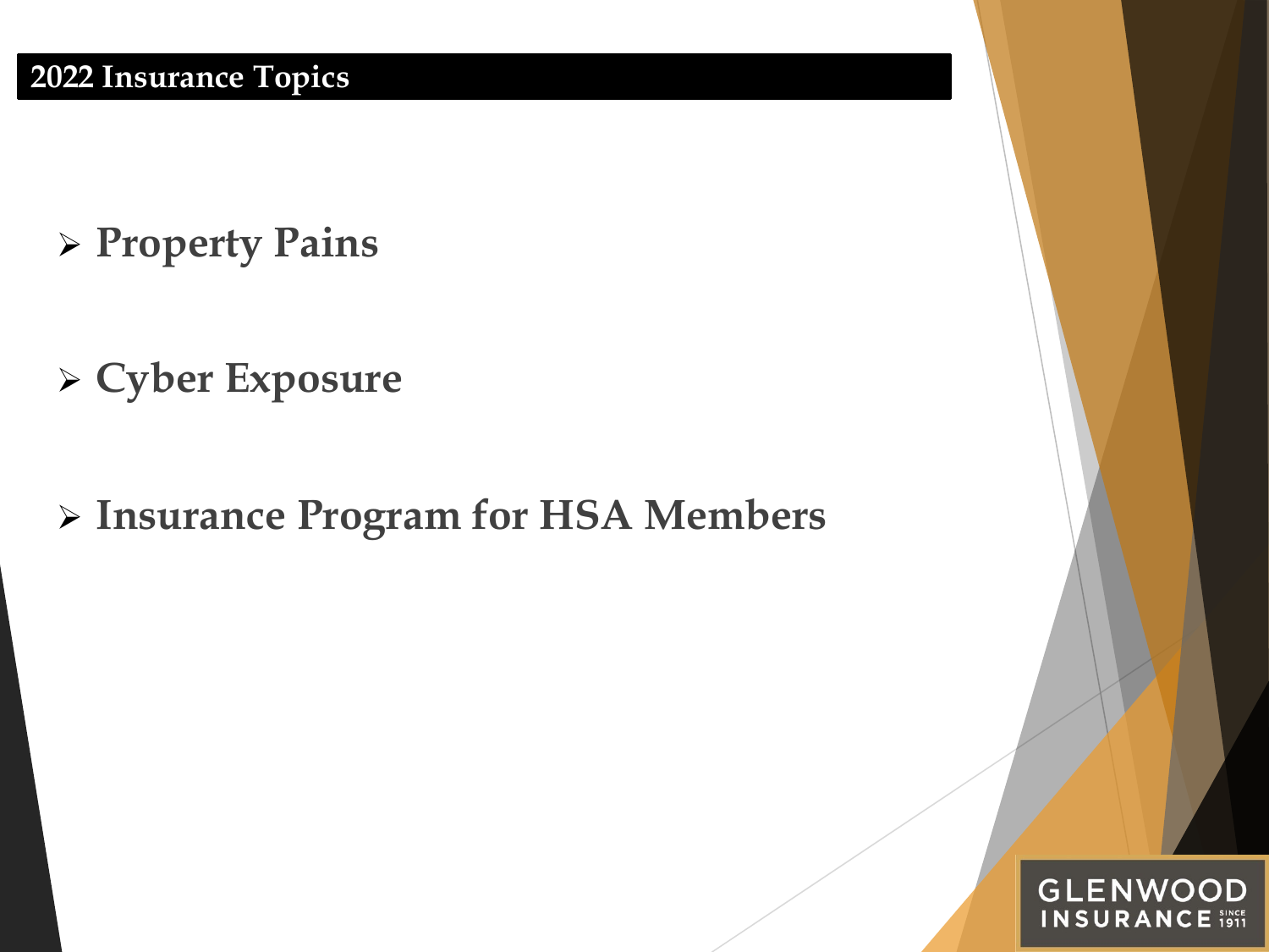## 2022 Insurance Topics

- **Property Pains**
- **Cyber Exposure**
- **Insurance Program for HSA Members**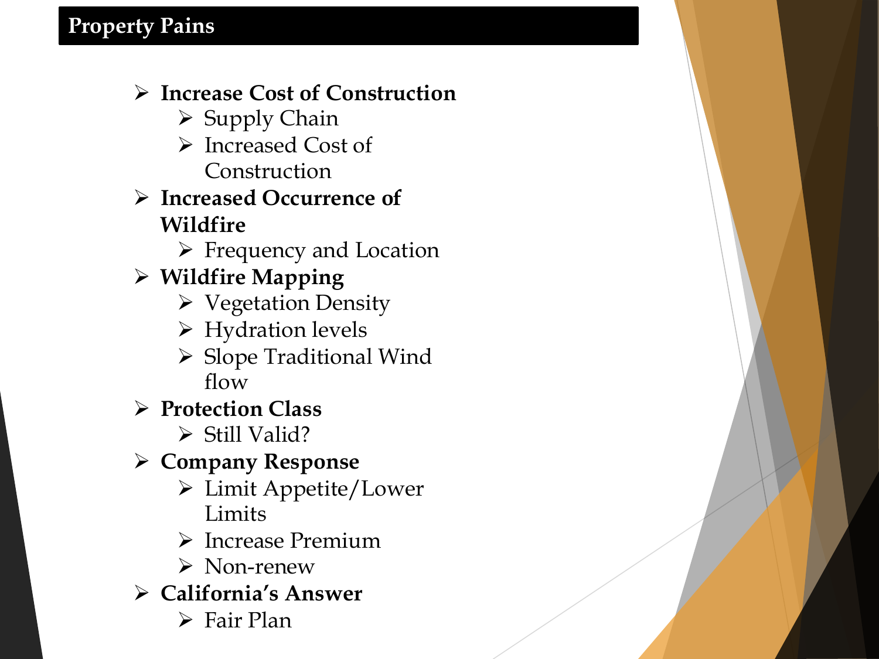## Property Pains

- **Increase Cost of Construction**
  - Supply Chain
  - Increased Cost of Construction
- **Increased Occurrence of Wildfire**
  - Frequency and Location
- **Wildfire Mapping**
  - Vegetation Density
  - Hydration levels
  - Slope Traditional Wind flow
- **Protection Class**
  - Still Valid?
- **Company Response**
  - Limit Appetite/Lower Limits
  - Increase Premium
  - Non-renew
- **California's Answer**
  - Fair Plan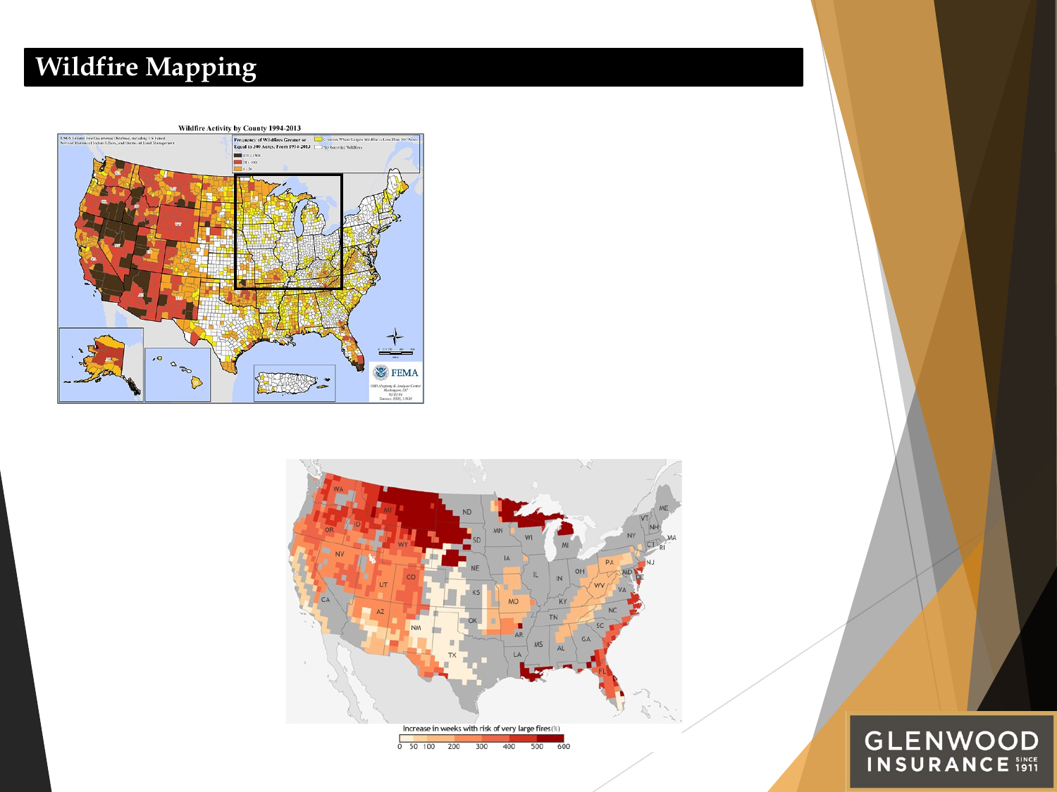# Wildfire Mapping

Wildfire Activity by County 1994-2013

Increase in weeks with risk of very large fires (%)

0 50 100 200 300 400 500 600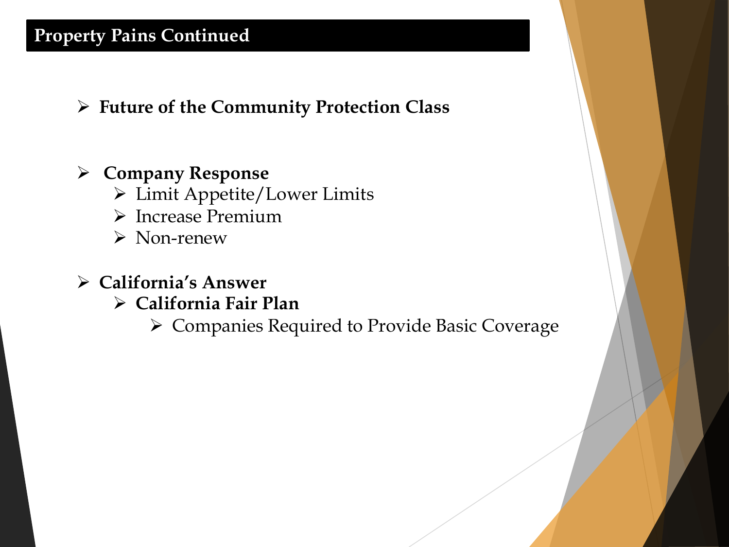# Property Pains Continued

- **Future of the Community Protection Class**

- **Company Response**
  - Limit Appetite/Lower Limits
  - Increase Premium
  - Non-renew

- **California's Answer**
  - **California Fair Plan**
    - Companies Required to Provide Basic Coverage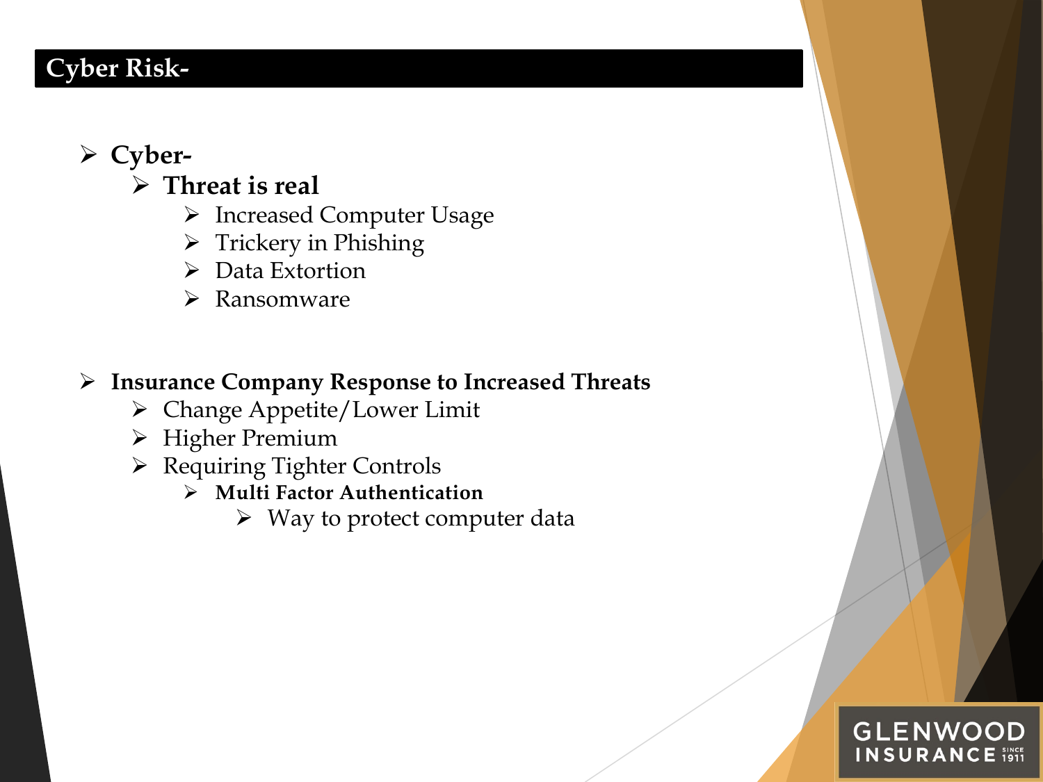## Cyber Risk-

- **Cyber-**
  - **Threat is real**
    - Increased Computer Usage
    - Trickery in Phishing
    - Data Extortion
    - Ransomware

- **Insurance Company Response to Increased Threats**
  - Change Appetite/Lower Limit
  - Higher Premium
  - Requiring Tighter Controls
    - **Multi Factor Authentication**
      - Way to protect computer data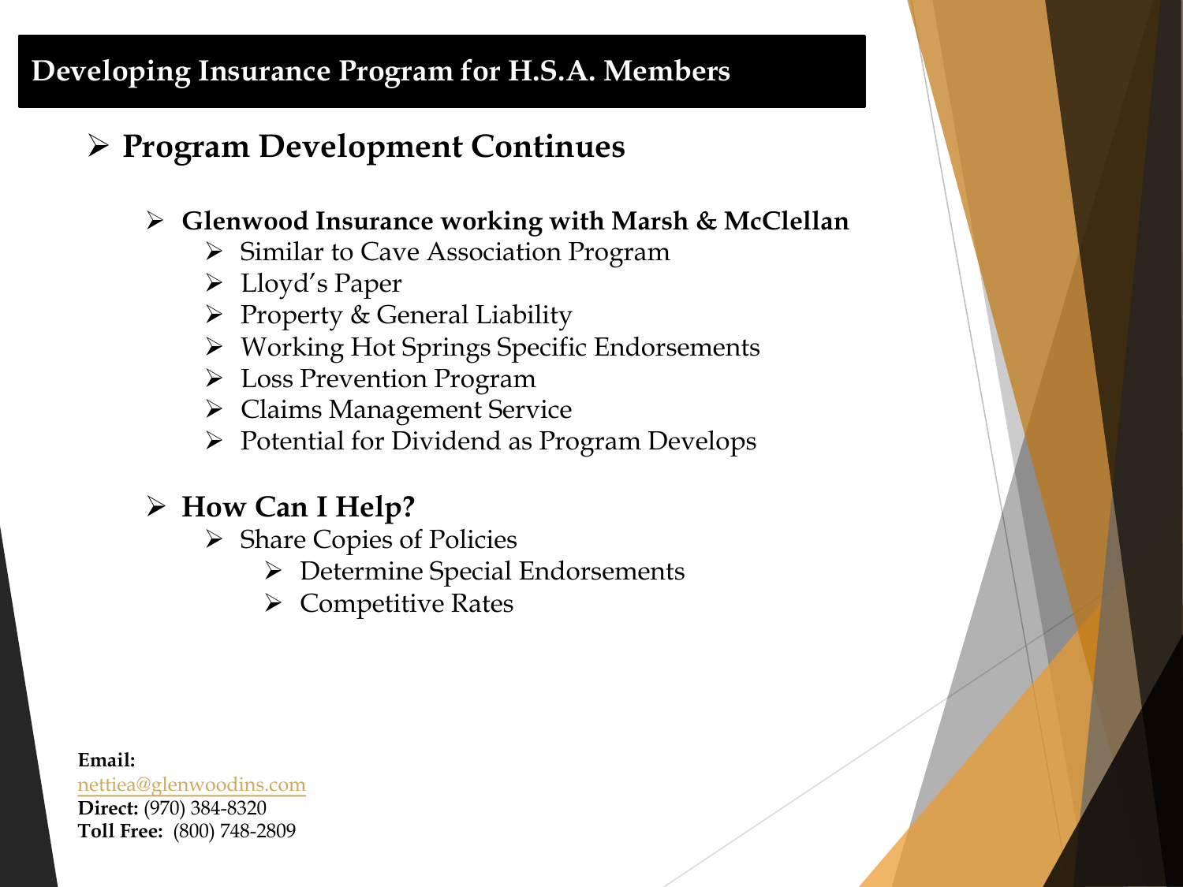# Developing Insurance Program for H.S.A. Members

## Program Development Continues

- **Glenwood Insurance working with Marsh & McClellan**
  - Similar to Cave Association Program
  - Lloyd's Paper
  - Property & General Liability
  - Working Hot Springs Specific Endorsements
  - Loss Prevention Program
  - Claims Management Service
  - Potential for Dividend as Program Develops

- **How Can I Help?**
  - Share Copies of Policies
    - Determine Special Endorsements
    - Competitive Rates

**Email:**
nettiea@glenwoodins.com
**Direct:** (970) 384-8320
**Toll Free:** (800) 748-2809